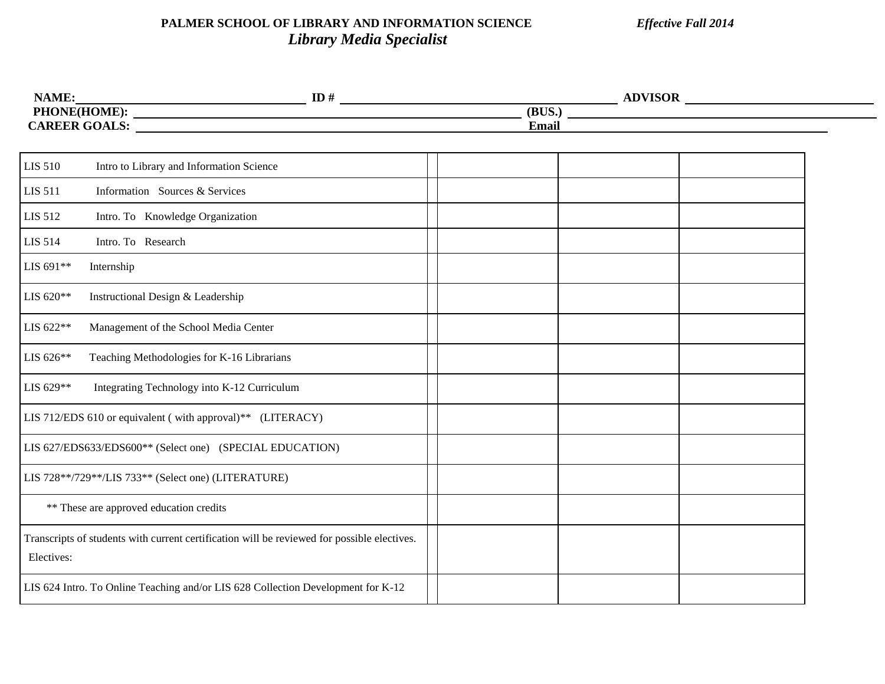**PALMER SCHOOL OF LIBRARY AND INFORMATION SCIENCE** *Effective Fall 2014*

## *Library Media Specialist*

**NAME:** ______________________ **ID #** ______________________ **ADVISOR** ______________________
**PHONE(HOME):** ______________________ **(BUS.)** ______________________
**CAREER GOALS:** ______________________ **Email** ______________________

| Course | | | | |
|---|---|---|---|---|
| LIS 510 Intro to Library and Information Science | | | | |
| LIS 511 Information Sources & Services | | | | |
| LIS 512 Intro. To Knowledge Organization | | | | |
| LIS 514 Intro. To Research | | | | |
| LIS 691** Internship | | | | |
| LIS 620** Instructional Design & Leadership | | | | |
| LIS 622** Management of the School Media Center | | | | |
| LIS 626** Teaching Methodologies for K-16 Librarians | | | | |
| LIS 629** Integrating Technology into K-12 Curriculum | | | | |
| LIS 712/EDS 610 or equivalent ( with approval)** (LITERACY) | | | | |
| LIS 627/EDS633/EDS600** (Select one) (SPECIAL EDUCATION) | | | | |
| LIS 728**/729**/LIS 733** (Select one) (LITERATURE) | | | | |
| ** These are approved education credits | | | | |
| Transcripts of students with current certification will be reviewed for possible electives. Electives: | | | | |
| LIS 624 Intro. To Online Teaching and/or LIS 628 Collection Development for K-12 | | | | |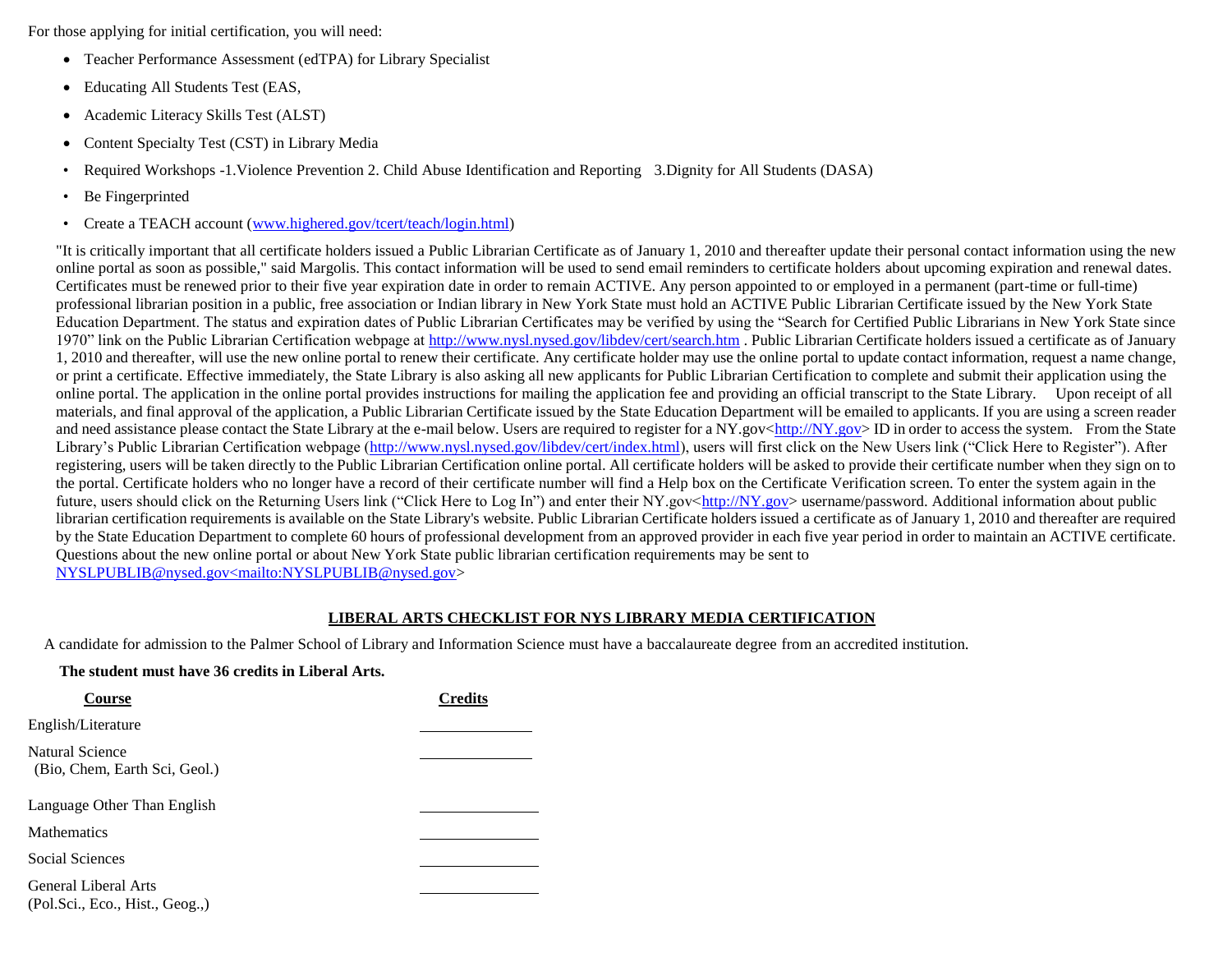For those applying for initial certification, you will need:

- Teacher Performance Assessment (edTPA) for Library Specialist
- Educating All Students Test (EAS,
- Academic Literacy Skills Test (ALST)
- Content Specialty Test (CST) in Library Media
- Required Workshops -1.Violence Prevention 2. Child Abuse Identification and Reporting 3.Dignity for All Students (DASA)
- Be Fingerprinted
- Create a TEACH account (www.highered.gov/tcert/teach/login.html)

"It is critically important that all certificate holders issued a Public Librarian Certificate as of January 1, 2010 and thereafter update their personal contact information using the new online portal as soon as possible," said Margolis. This contact information will be used to send email reminders to certificate holders about upcoming expiration and renewal dates. Certificates must be renewed prior to their five year expiration date in order to remain ACTIVE. Any person appointed to or employed in a permanent (part-time or full-time) professional librarian position in a public, free association or Indian library in New York State must hold an ACTIVE Public Librarian Certificate issued by the New York State Education Department. The status and expiration dates of Public Librarian Certificates may be verified by using the "Search for Certified Public Librarians in New York State since 1970" link on the Public Librarian Certification webpage at http://www.nysl.nysed.gov/libdev/cert/search.htm . Public Librarian Certificate holders issued a certificate as of January 1, 2010 and thereafter, will use the new online portal to renew their certificate. Any certificate holder may use the online portal to update contact information, request a name change, or print a certificate. Effective immediately, the State Library is also asking all new applicants for Public Librarian Certification to complete and submit their application using the online portal. The application in the online portal provides instructions for mailing the application fee and providing an official transcript to the State Library. Upon receipt of all materials, and final approval of the application, a Public Librarian Certificate issued by the State Education Department will be emailed to applicants. If you are using a screen reader and need assistance please contact the State Library at the e-mail below. Users are required to register for a NY.gov<http://NY.gov> ID in order to access the system. From the State Library's Public Librarian Certification webpage (http://www.nysl.nysed.gov/libdev/cert/index.html), users will first click on the New Users link ("Click Here to Register"). After registering, users will be taken directly to the Public Librarian Certification online portal. All certificate holders will be asked to provide their certificate number when they sign on to the portal. Certificate holders who no longer have a record of their certificate number will find a Help box on the Certificate Verification screen. To enter the system again in the future, users should click on the Returning Users link ("Click Here to Log In") and enter their NY.gov<http://NY.gov> username/password. Additional information about public librarian certification requirements is available on the State Library's website. Public Librarian Certificate holders issued a certificate as of January 1, 2010 and thereafter are required by the State Education Department to complete 60 hours of professional development from an approved provider in each five year period in order to maintain an ACTIVE certificate. Questions about the new online portal or about New York State public librarian certification requirements may be sent to NYSLPUBLIB@nysed.gov<mailto:NYSLPUBLIB@nysed.gov>

## LIBERAL ARTS CHECKLIST FOR NYS LIBRARY MEDIA CERTIFICATION

A candidate for admission to the Palmer School of Library and Information Science must have a baccalaureate degree from an accredited institution.

**The student must have 36 credits in Liberal Arts.**

| Course | Credits |
|---|---|
| English/Literature | ______ |
| Natural Science (Bio, Chem, Earth Sci, Geol.) | ______ |
| Language Other Than English | ______ |
| Mathematics | ______ |
| Social Sciences | ______ |
| General Liberal Arts (Pol.Sci., Eco., Hist., Geog.,) | ______ |